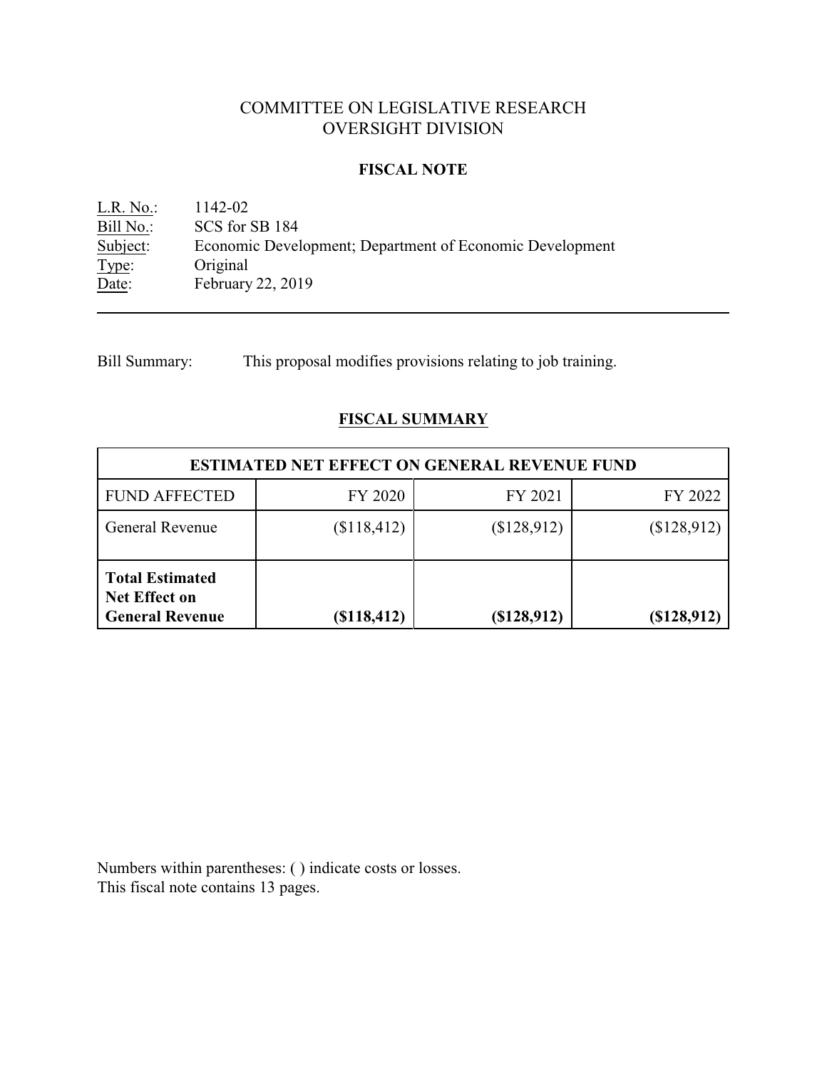# COMMITTEE ON LEGISLATIVE RESEARCH
# OVERSIGHT DIVISION

## FISCAL NOTE

L.R. No.: 1142-02
Bill No.: SCS for SB 184
Subject: Economic Development; Department of Economic Development
Type: Original
Date: February 22, 2019

---

Bill Summary: This proposal modifies provisions relating to job training.

## FISCAL SUMMARY

| ESTIMATED NET EFFECT ON GENERAL REVENUE FUND | | | |
|---|---|---|---|
| FUND AFFECTED | FY 2020 | FY 2021 | FY 2022 |
| General Revenue | ($118,412) | ($128,912) | ($128,912) |
| **Total Estimated Net Effect on General Revenue** | **($118,412)** | **($128,912)** | **($128,912)** |

Numbers within parentheses: ( ) indicate costs or losses.
This fiscal note contains 13 pages.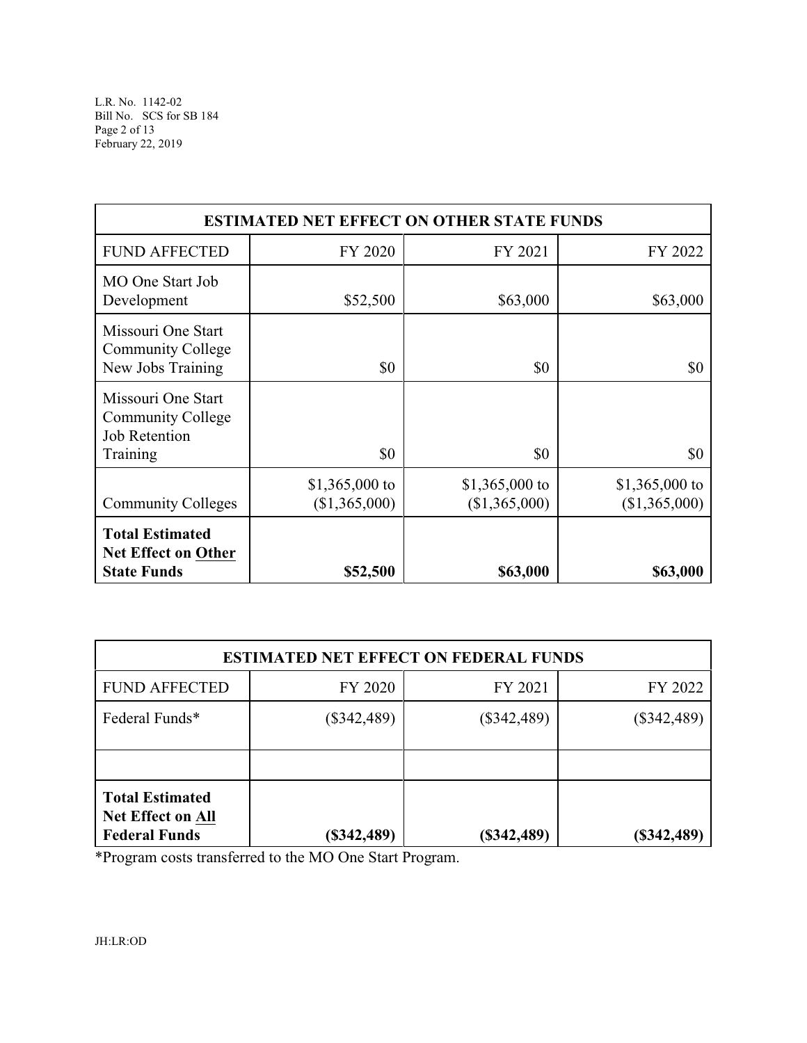| ESTIMATED NET EFFECT ON OTHER STATE FUNDS | | | |
|---|---|---|---|
| FUND AFFECTED | FY 2020 | FY 2021 | FY 2022 |
| MO One Start Job Development | $52,500 | $63,000 | $63,000 |
| Missouri One Start Community College New Jobs Training | $0 | $0 | $0 |
| Missouri One Start Community College Job Retention Training | $0 | $0 | $0 |
| Community Colleges | $1,365,000 to ($1,365,000) | $1,365,000 to ($1,365,000) | $1,365,000 to ($1,365,000) |
| **Total Estimated Net Effect on Other State Funds** | **$52,500** | **$63,000** | **$63,000** |

| ESTIMATED NET EFFECT ON FEDERAL FUNDS | | | |
|---|---|---|---|
| FUND AFFECTED | FY 2020 | FY 2021 | FY 2022 |
| Federal Funds* | ($342,489) | ($342,489) | ($342,489) |
| | | | |
| **Total Estimated Net Effect on All Federal Funds** | **($342,489)** | **($342,489)** | **($342,489)** |

*Program costs transferred to the MO One Start Program.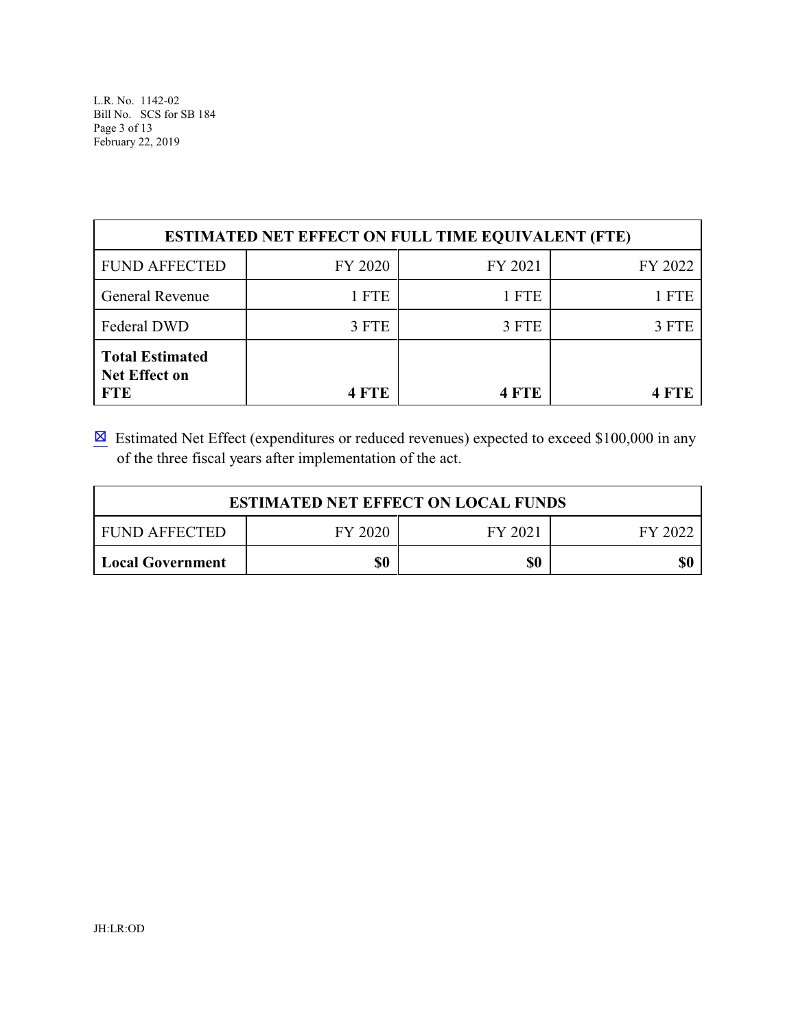| ESTIMATED NET EFFECT ON FULL TIME EQUIVALENT (FTE) | | | |
|---|---|---|---|
| FUND AFFECTED | FY 2020 | FY 2021 | FY 2022 |
| General Revenue | 1 FTE | 1 FTE | 1 FTE |
| Federal DWD | 3 FTE | 3 FTE | 3 FTE |
| **Total Estimated Net Effect on FTE** | **4 FTE** | **4 FTE** | **4 FTE** |

☒ Estimated Net Effect (expenditures or reduced revenues) expected to exceed $100,000 in any of the three fiscal years after implementation of the act.

| ESTIMATED NET EFFECT ON LOCAL FUNDS | | | |
|---|---|---|---|
| FUND AFFECTED | FY 2020 | FY 2021 | FY 2022 |
| **Local Government** | **$0** | **$0** | **$0** |

JH:LR:OD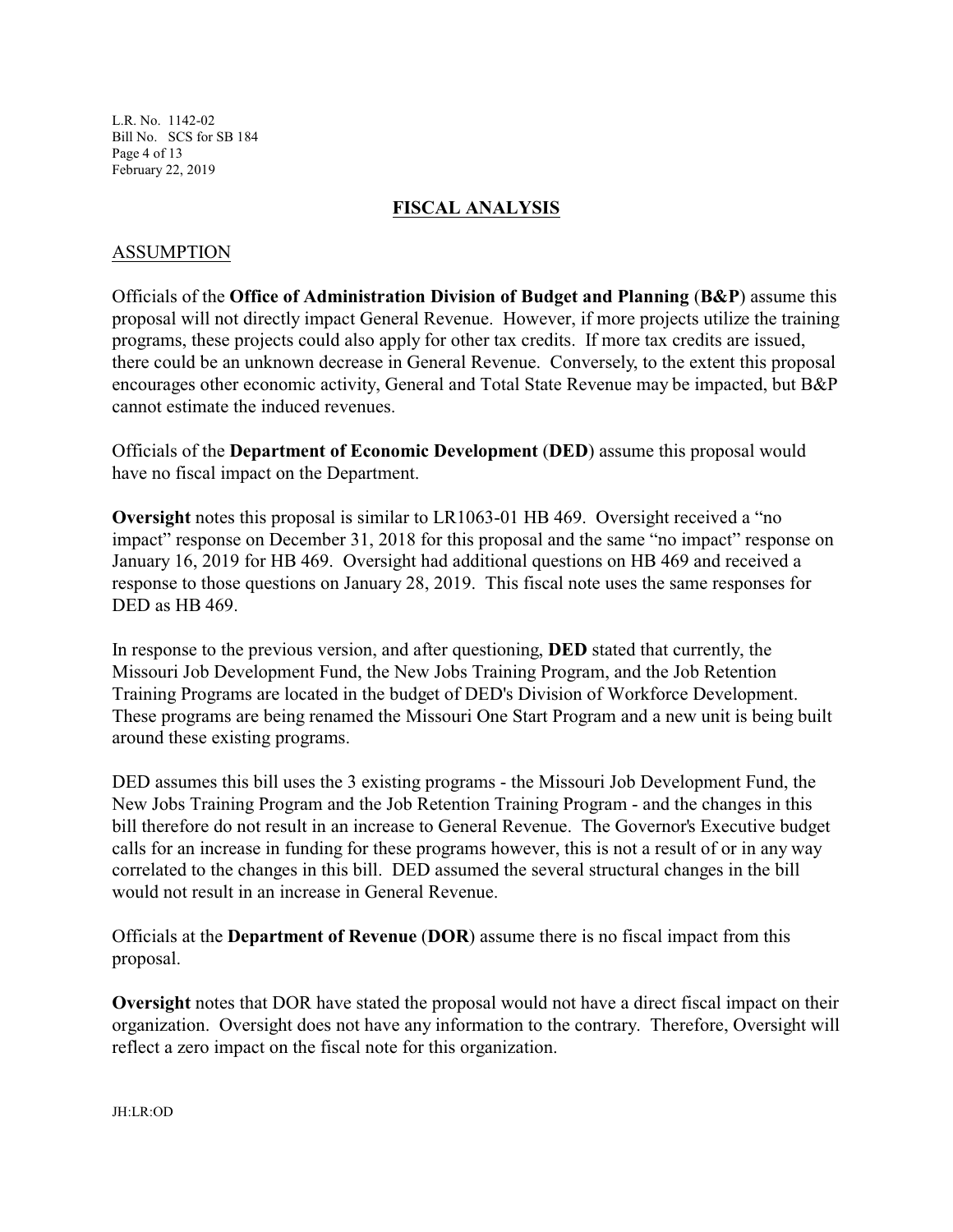## FISCAL ANALYSIS

### ASSUMPTION

Officials of the **Office of Administration Division of Budget and Planning** (**B&P**) assume this proposal will not directly impact General Revenue. However, if more projects utilize the training programs, these projects could also apply for other tax credits. If more tax credits are issued, there could be an unknown decrease in General Revenue. Conversely, to the extent this proposal encourages other economic activity, General and Total State Revenue may be impacted, but B&P cannot estimate the induced revenues.

Officials of the **Department of Economic Development** (**DED**) assume this proposal would have no fiscal impact on the Department.

**Oversight** notes this proposal is similar to LR1063-01 HB 469. Oversight received a "no impact" response on December 31, 2018 for this proposal and the same "no impact" response on January 16, 2019 for HB 469. Oversight had additional questions on HB 469 and received a response to those questions on January 28, 2019. This fiscal note uses the same responses for DED as HB 469.

In response to the previous version, and after questioning, **DED** stated that currently, the Missouri Job Development Fund, the New Jobs Training Program, and the Job Retention Training Programs are located in the budget of DED's Division of Workforce Development. These programs are being renamed the Missouri One Start Program and a new unit is being built around these existing programs.

DED assumes this bill uses the 3 existing programs - the Missouri Job Development Fund, the New Jobs Training Program and the Job Retention Training Program - and the changes in this bill therefore do not result in an increase to General Revenue. The Governor's Executive budget calls for an increase in funding for these programs however, this is not a result of or in any way correlated to the changes in this bill. DED assumed the several structural changes in the bill would not result in an increase in General Revenue.

Officials at the **Department of Revenue** (**DOR**) assume there is no fiscal impact from this proposal.

**Oversight** notes that DOR have stated the proposal would not have a direct fiscal impact on their organization. Oversight does not have any information to the contrary. Therefore, Oversight will reflect a zero impact on the fiscal note for this organization.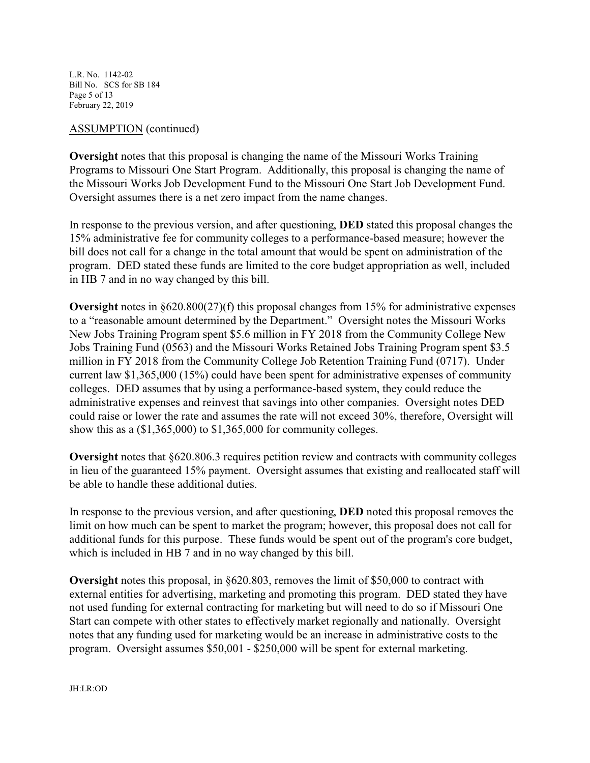ASSUMPTION (continued)

**Oversight** notes that this proposal is changing the name of the Missouri Works Training Programs to Missouri One Start Program. Additionally, this proposal is changing the name of the Missouri Works Job Development Fund to the Missouri One Start Job Development Fund. Oversight assumes there is a net zero impact from the name changes.

In response to the previous version, and after questioning, **DED** stated this proposal changes the 15% administrative fee for community colleges to a performance-based measure; however the bill does not call for a change in the total amount that would be spent on administration of the program. DED stated these funds are limited to the core budget appropriation as well, included in HB 7 and in no way changed by this bill.

**Oversight** notes in §620.800(27)(f) this proposal changes from 15% for administrative expenses to a "reasonable amount determined by the Department." Oversight notes the Missouri Works New Jobs Training Program spent $5.6 million in FY 2018 from the Community College New Jobs Training Fund (0563) and the Missouri Works Retained Jobs Training Program spent $3.5 million in FY 2018 from the Community College Job Retention Training Fund (0717). Under current law $1,365,000 (15%) could have been spent for administrative expenses of community colleges. DED assumes that by using a performance-based system, they could reduce the administrative expenses and reinvest that savings into other companies. Oversight notes DED could raise or lower the rate and assumes the rate will not exceed 30%, therefore, Oversight will show this as a ($1,365,000) to $1,365,000 for community colleges.

**Oversight** notes that §620.806.3 requires petition review and contracts with community colleges in lieu of the guaranteed 15% payment. Oversight assumes that existing and reallocated staff will be able to handle these additional duties.

In response to the previous version, and after questioning, **DED** noted this proposal removes the limit on how much can be spent to market the program; however, this proposal does not call for additional funds for this purpose. These funds would be spent out of the program's core budget, which is included in HB 7 and in no way changed by this bill.

**Oversight** notes this proposal, in §620.803, removes the limit of $50,000 to contract with external entities for advertising, marketing and promoting this program. DED stated they have not used funding for external contracting for marketing but will need to do so if Missouri One Start can compete with other states to effectively market regionally and nationally. Oversight notes that any funding used for marketing would be an increase in administrative costs to the program. Oversight assumes $50,001 - $250,000 will be spent for external marketing.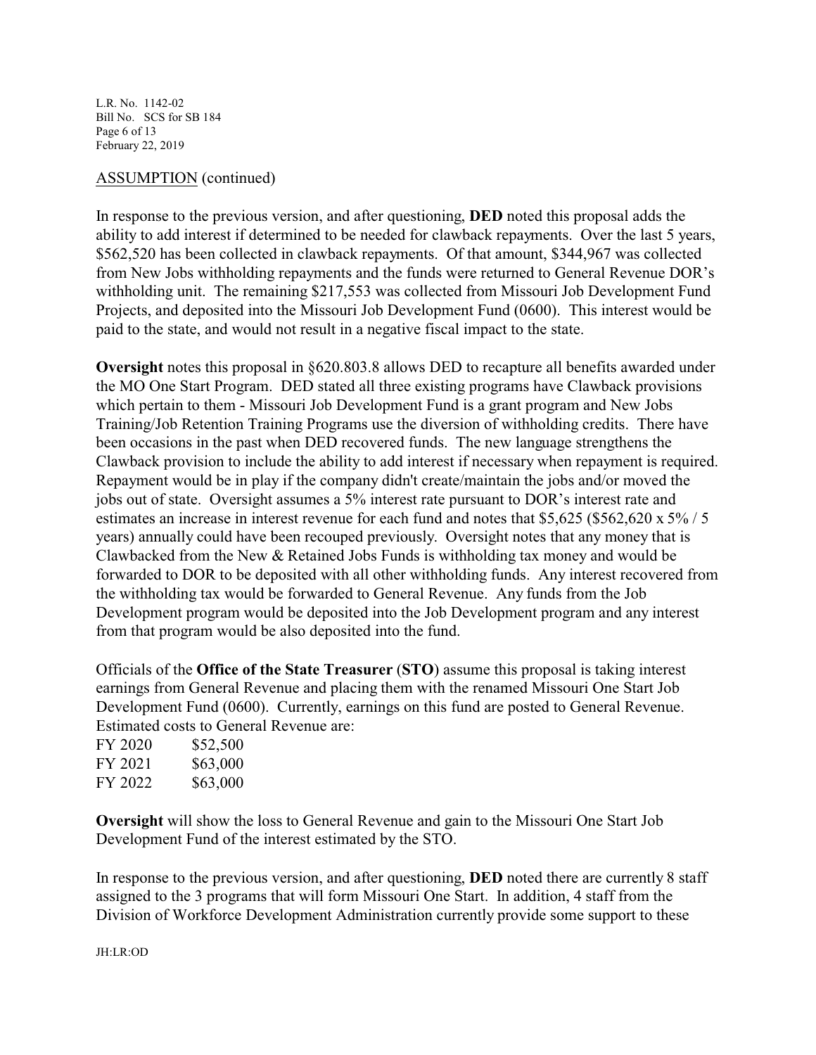ASSUMPTION (continued)

In response to the previous version, and after questioning, **DED** noted this proposal adds the ability to add interest if determined to be needed for clawback repayments. Over the last 5 years, $562,520 has been collected in clawback repayments. Of that amount, $344,967 was collected from New Jobs withholding repayments and the funds were returned to General Revenue DOR's withholding unit. The remaining $217,553 was collected from Missouri Job Development Fund Projects, and deposited into the Missouri Job Development Fund (0600). This interest would be paid to the state, and would not result in a negative fiscal impact to the state.

**Oversight** notes this proposal in §620.803.8 allows DED to recapture all benefits awarded under the MO One Start Program. DED stated all three existing programs have Clawback provisions which pertain to them - Missouri Job Development Fund is a grant program and New Jobs Training/Job Retention Training Programs use the diversion of withholding credits. There have been occasions in the past when DED recovered funds. The new language strengthens the Clawback provision to include the ability to add interest if necessary when repayment is required. Repayment would be in play if the company didn't create/maintain the jobs and/or moved the jobs out of state. Oversight assumes a 5% interest rate pursuant to DOR's interest rate and estimates an increase in interest revenue for each fund and notes that $5,625 ($562,620 x 5% / 5 years) annually could have been recouped previously. Oversight notes that any money that is Clawbacked from the New & Retained Jobs Funds is withholding tax money and would be forwarded to DOR to be deposited with all other withholding funds. Any interest recovered from the withholding tax would be forwarded to General Revenue. Any funds from the Job Development program would be deposited into the Job Development program and any interest from that program would be also deposited into the fund.

Officials of the **Office of the State Treasurer** (**STO**) assume this proposal is taking interest earnings from General Revenue and placing them with the renamed Missouri One Start Job Development Fund (0600). Currently, earnings on this fund are posted to General Revenue. Estimated costs to General Revenue are:

| | |
|---|---|
| FY 2020 | $52,500 |
| FY 2021 | $63,000 |
| FY 2022 | $63,000 |

**Oversight** will show the loss to General Revenue and gain to the Missouri One Start Job Development Fund of the interest estimated by the STO.

In response to the previous version, and after questioning, **DED** noted there are currently 8 staff assigned to the 3 programs that will form Missouri One Start. In addition, 4 staff from the Division of Workforce Development Administration currently provide some support to these

JH:LR:OD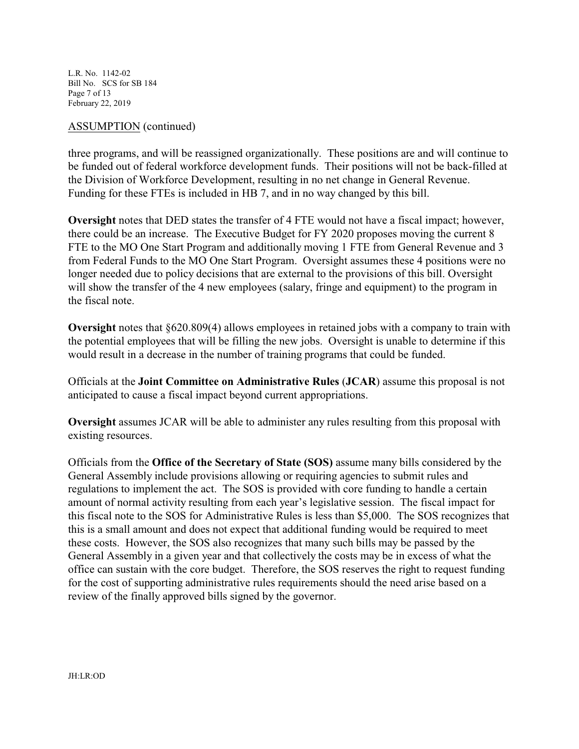ASSUMPTION (continued)

three programs, and will be reassigned organizationally. These positions are and will continue to be funded out of federal workforce development funds. Their positions will not be back-filled at the Division of Workforce Development, resulting in no net change in General Revenue. Funding for these FTEs is included in HB 7, and in no way changed by this bill.

**Oversight** notes that DED states the transfer of 4 FTE would not have a fiscal impact; however, there could be an increase. The Executive Budget for FY 2020 proposes moving the current 8 FTE to the MO One Start Program and additionally moving 1 FTE from General Revenue and 3 from Federal Funds to the MO One Start Program. Oversight assumes these 4 positions were no longer needed due to policy decisions that are external to the provisions of this bill. Oversight will show the transfer of the 4 new employees (salary, fringe and equipment) to the program in the fiscal note.

**Oversight** notes that §620.809(4) allows employees in retained jobs with a company to train with the potential employees that will be filling the new jobs. Oversight is unable to determine if this would result in a decrease in the number of training programs that could be funded.

Officials at the **Joint Committee on Administrative Rules** (**JCAR**) assume this proposal is not anticipated to cause a fiscal impact beyond current appropriations.

**Oversight** assumes JCAR will be able to administer any rules resulting from this proposal with existing resources.

Officials from the **Office of the Secretary of State (SOS)** assume many bills considered by the General Assembly include provisions allowing or requiring agencies to submit rules and regulations to implement the act. The SOS is provided with core funding to handle a certain amount of normal activity resulting from each year's legislative session. The fiscal impact for this fiscal note to the SOS for Administrative Rules is less than $5,000. The SOS recognizes that this is a small amount and does not expect that additional funding would be required to meet these costs. However, the SOS also recognizes that many such bills may be passed by the General Assembly in a given year and that collectively the costs may be in excess of what the office can sustain with the core budget. Therefore, the SOS reserves the right to request funding for the cost of supporting administrative rules requirements should the need arise based on a review of the finally approved bills signed by the governor.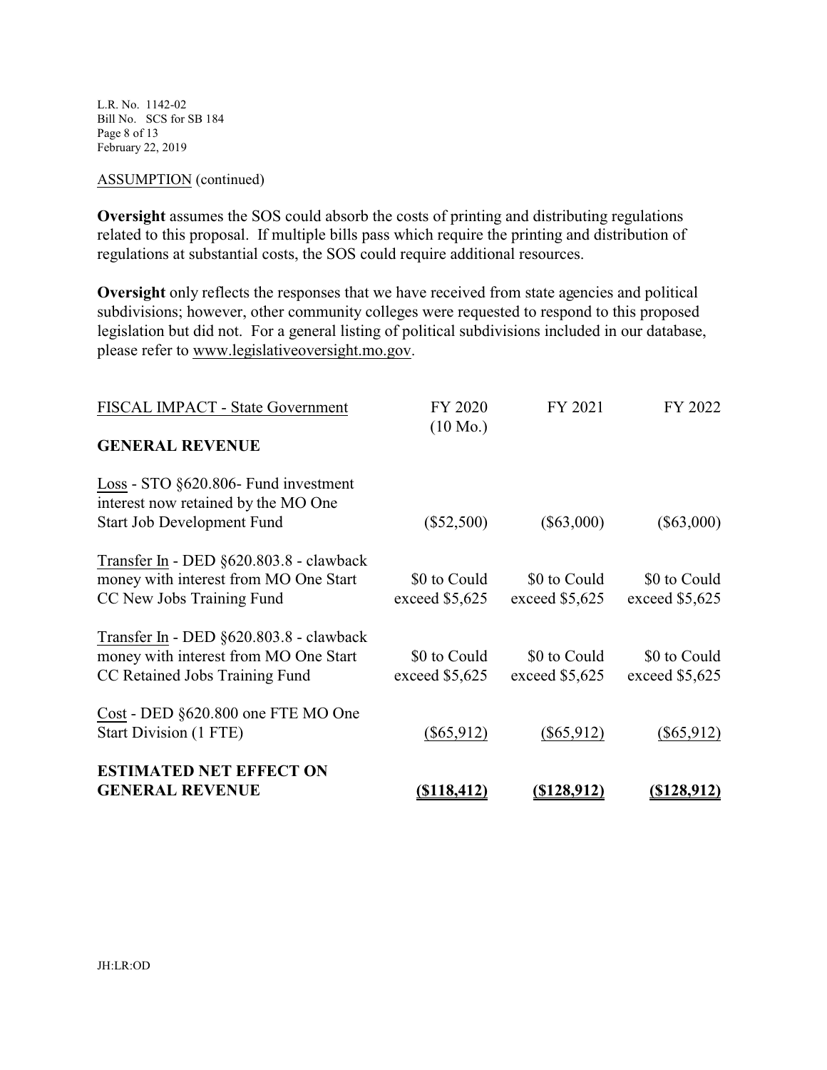ASSUMPTION (continued)

**Oversight** assumes the SOS could absorb the costs of printing and distributing regulations related to this proposal. If multiple bills pass which require the printing and distribution of regulations at substantial costs, the SOS could require additional resources.

**Oversight** only reflects the responses that we have received from state agencies and political subdivisions; however, other community colleges were requested to respond to this proposed legislation but did not. For a general listing of political subdivisions included in our database, please refer to www.legislativeoversight.mo.gov.

| FISCAL IMPACT - State Government | FY 2020 (10 Mo.) | FY 2021 | FY 2022 |
|---|---|---|---|
| **GENERAL REVENUE** | | | |
| Loss - STO §620.806- Fund investment interest now retained by the MO One Start Job Development Fund | ($52,500) | ($63,000) | ($63,000) |
| Transfer In - DED §620.803.8 - clawback money with interest from MO One Start CC New Jobs Training Fund | $0 to Could exceed $5,625 | $0 to Could exceed $5,625 | $0 to Could exceed $5,625 |
| Transfer In - DED §620.803.8 - clawback money with interest from MO One Start CC Retained Jobs Training Fund | $0 to Could exceed $5,625 | $0 to Could exceed $5,625 | $0 to Could exceed $5,625 |
| Cost - DED §620.800 one FTE MO One Start Division (1 FTE) | ($65,912) | ($65,912) | ($65,912) |
| **ESTIMATED NET EFFECT ON GENERAL REVENUE** | **($118,412)** | **($128,912)** | **($128,912)** |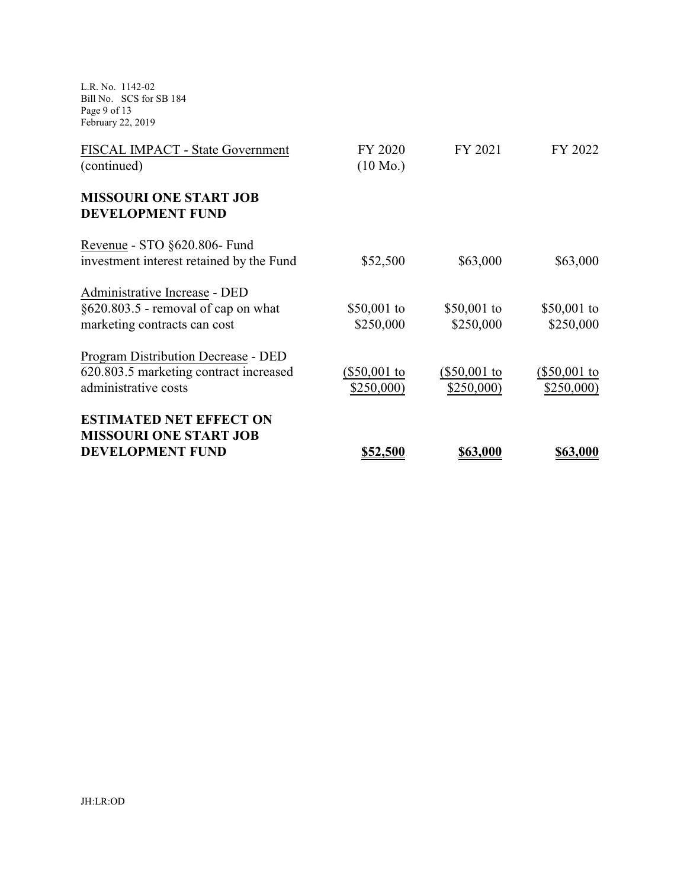| FISCAL IMPACT - State Government (continued) | FY 2020 (10 Mo.) | FY 2021 | FY 2022 |
|---|---|---|---|
| **MISSOURI ONE START JOB DEVELOPMENT FUND** | | | |
| Revenue - STO §620.806- Fund investment interest retained by the Fund | \$52,500 | \$63,000 | \$63,000 |
| Administrative Increase - DED §620.803.5 - removal of cap on what marketing contracts can cost | \$50,001 to \$250,000 | \$50,001 to \$250,000 | \$50,001 to \$250,000 |
| Program Distribution Decrease - DED 620.803.5 marketing contract increased administrative costs | (\$50,001 to \$250,000) | (\$50,001 to \$250,000) | (\$50,001 to \$250,000) |
| **ESTIMATED NET EFFECT ON MISSOURI ONE START JOB DEVELOPMENT FUND** | **\$52,500** | **\$63,000** | **\$63,000** |

JH:LR:OD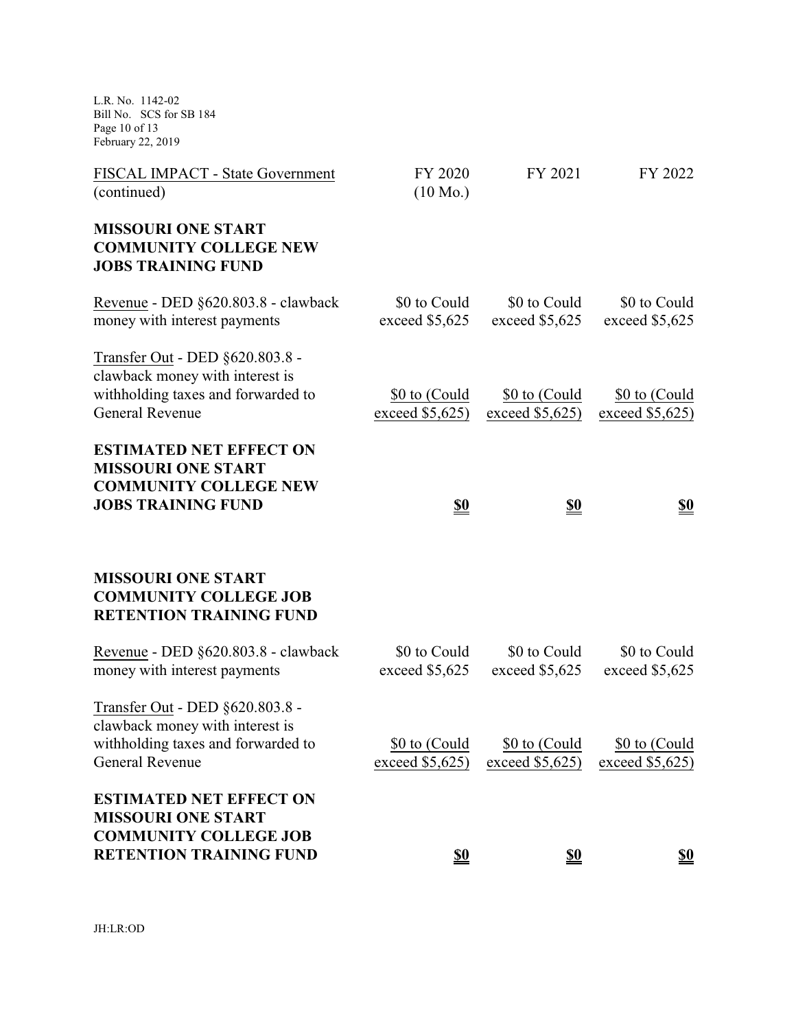| FISCAL IMPACT - State Government (continued) | FY 2020 (10 Mo.) | FY 2021 | FY 2022 |
|---|---|---|---|
| **MISSOURI ONE START COMMUNITY COLLEGE NEW JOBS TRAINING FUND** | | | |
| Revenue - DED §620.803.8 - clawback money with interest payments | $0 to Could exceed $5,625 | $0 to Could exceed $5,625 | $0 to Could exceed $5,625 |
| Transfer Out - DED §620.803.8 - clawback money with interest is withholding taxes and forwarded to General Revenue | $0 to (Could exceed $5,625) | $0 to (Could exceed $5,625) | $0 to (Could exceed $5,625) |
| **ESTIMATED NET EFFECT ON MISSOURI ONE START COMMUNITY COLLEGE NEW JOBS TRAINING FUND** | **$0** | **$0** | **$0** |
| | | | |
| **MISSOURI ONE START COMMUNITY COLLEGE JOB RETENTION TRAINING FUND** | | | |
| Revenue - DED §620.803.8 - clawback money with interest payments | $0 to Could exceed $5,625 | $0 to Could exceed $5,625 | $0 to Could exceed $5,625 |
| Transfer Out - DED §620.803.8 - clawback money with interest is withholding taxes and forwarded to General Revenue | $0 to (Could exceed $5,625) | $0 to (Could exceed $5,625) | $0 to (Could exceed $5,625) |
| **ESTIMATED NET EFFECT ON MISSOURI ONE START COMMUNITY COLLEGE JOB RETENTION TRAINING FUND** | **$0** | **$0** | **$0** |

JH:LR:OD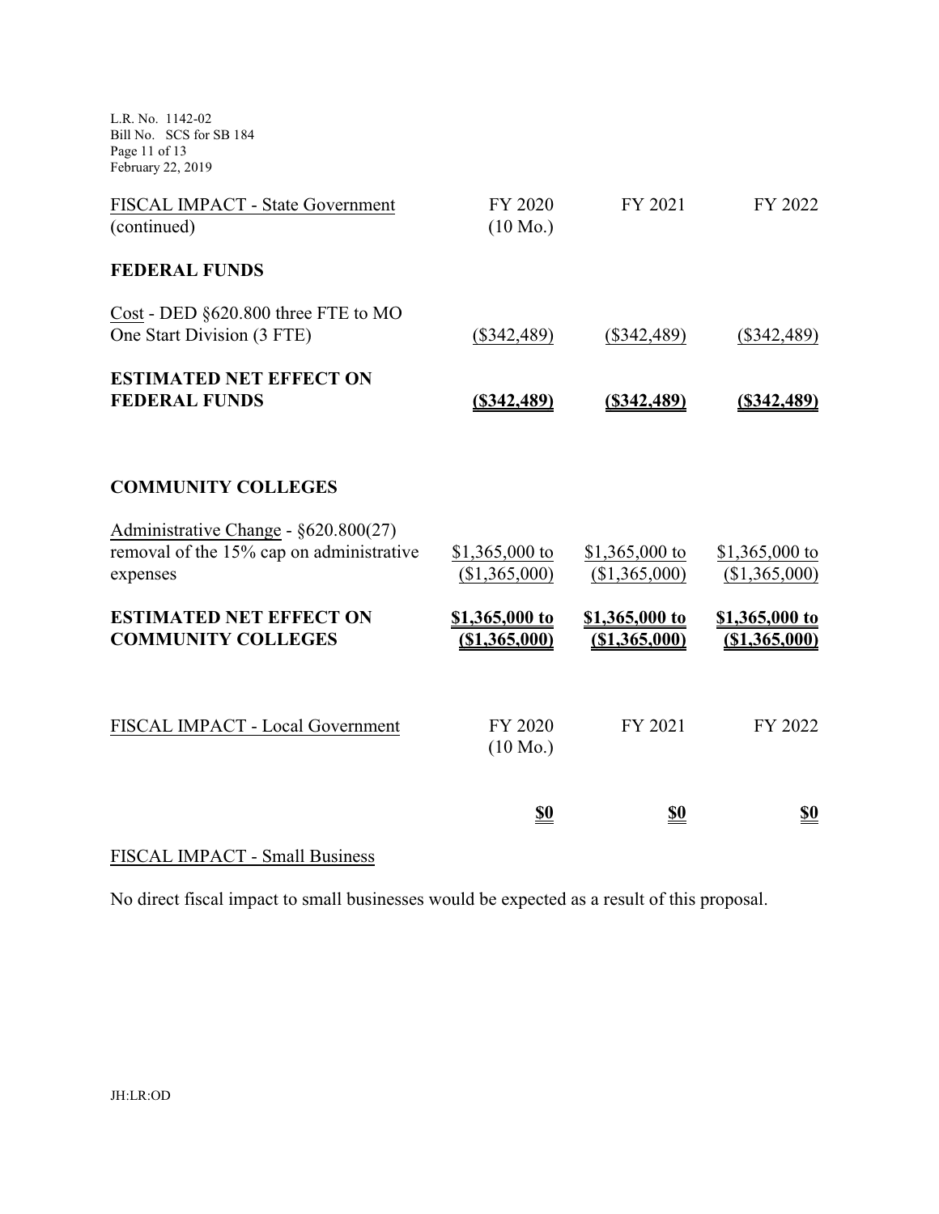| FISCAL IMPACT - State Government (continued) | FY 2020 (10 Mo.) | FY 2021 | FY 2022 |
|---|---|---|---|
| **FEDERAL FUNDS** | | | |
| Cost - DED §620.800 three FTE to MO One Start Division (3 FTE) | ($342,489) | ($342,489) | ($342,489) |
| **ESTIMATED NET EFFECT ON FEDERAL FUNDS** | **($342,489)** | **($342,489)** | **($342,489)** |
| | | | |
| **COMMUNITY COLLEGES** | | | |
| Administrative Change - §620.800(27) removal of the 15% cap on administrative expenses | $1,365,000 to ($1,365,000) | $1,365,000 to ($1,365,000) | $1,365,000 to ($1,365,000) |
| **ESTIMATED NET EFFECT ON COMMUNITY COLLEGES** | **$1,365,000 to ($1,365,000)** | **$1,365,000 to ($1,365,000)** | **$1,365,000 to ($1,365,000)** |

| FISCAL IMPACT - Local Government | FY 2020 (10 Mo.) | FY 2021 | FY 2022 |
|---|---|---|---|
| | **$0** | **$0** | **$0** |

FISCAL IMPACT - Small Business

No direct fiscal impact to small businesses would be expected as a result of this proposal.

JH:LR:OD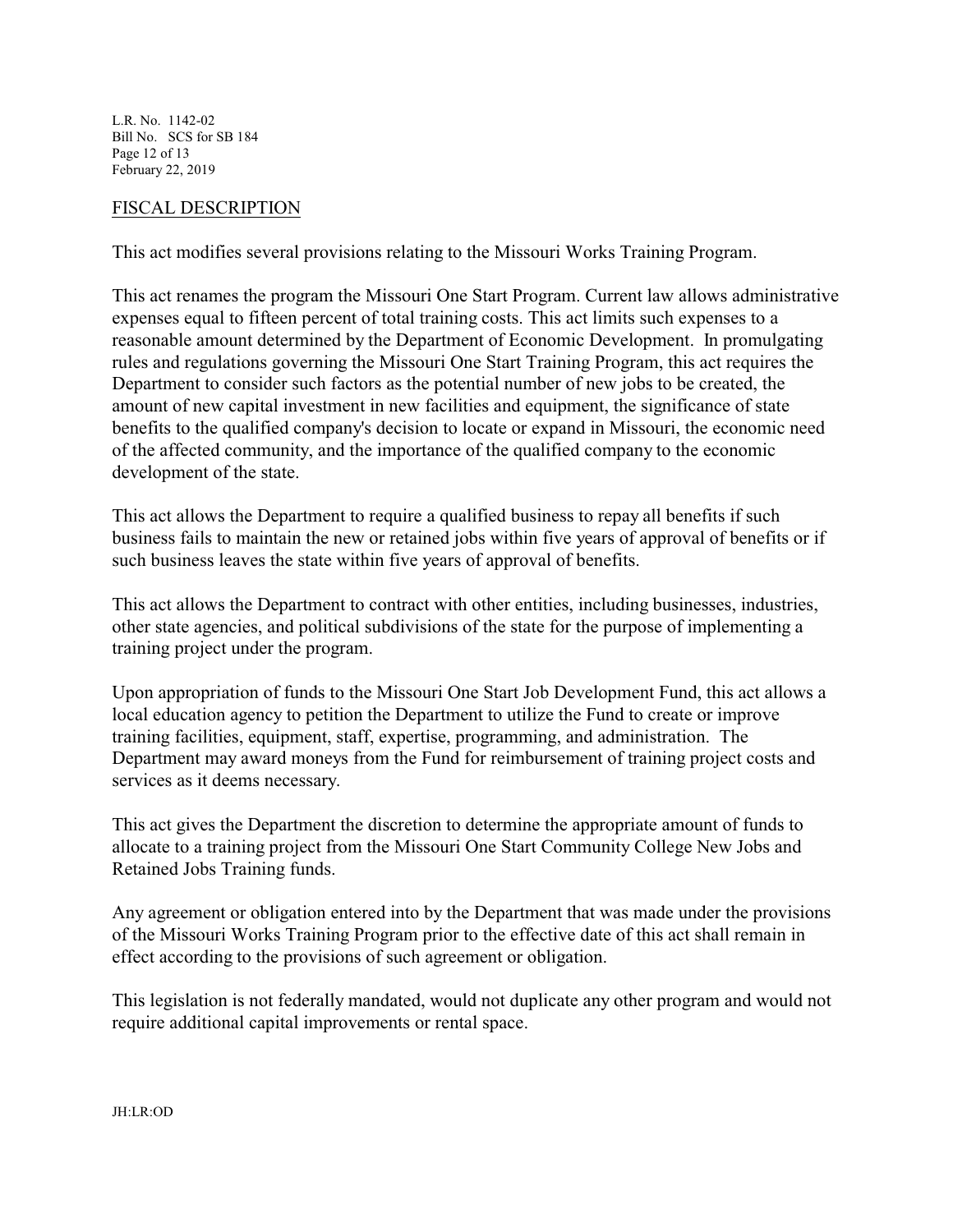## FISCAL DESCRIPTION

This act modifies several provisions relating to the Missouri Works Training Program.

This act renames the program the Missouri One Start Program. Current law allows administrative expenses equal to fifteen percent of total training costs. This act limits such expenses to a reasonable amount determined by the Department of Economic Development. In promulgating rules and regulations governing the Missouri One Start Training Program, this act requires the Department to consider such factors as the potential number of new jobs to be created, the amount of new capital investment in new facilities and equipment, the significance of state benefits to the qualified company's decision to locate or expand in Missouri, the economic need of the affected community, and the importance of the qualified company to the economic development of the state.

This act allows the Department to require a qualified business to repay all benefits if such business fails to maintain the new or retained jobs within five years of approval of benefits or if such business leaves the state within five years of approval of benefits.

This act allows the Department to contract with other entities, including businesses, industries, other state agencies, and political subdivisions of the state for the purpose of implementing a training project under the program.

Upon appropriation of funds to the Missouri One Start Job Development Fund, this act allows a local education agency to petition the Department to utilize the Fund to create or improve training facilities, equipment, staff, expertise, programming, and administration. The Department may award moneys from the Fund for reimbursement of training project costs and services as it deems necessary.

This act gives the Department the discretion to determine the appropriate amount of funds to allocate to a training project from the Missouri One Start Community College New Jobs and Retained Jobs Training funds.

Any agreement or obligation entered into by the Department that was made under the provisions of the Missouri Works Training Program prior to the effective date of this act shall remain in effect according to the provisions of such agreement or obligation.

This legislation is not federally mandated, would not duplicate any other program and would not require additional capital improvements or rental space.

JH:LR:OD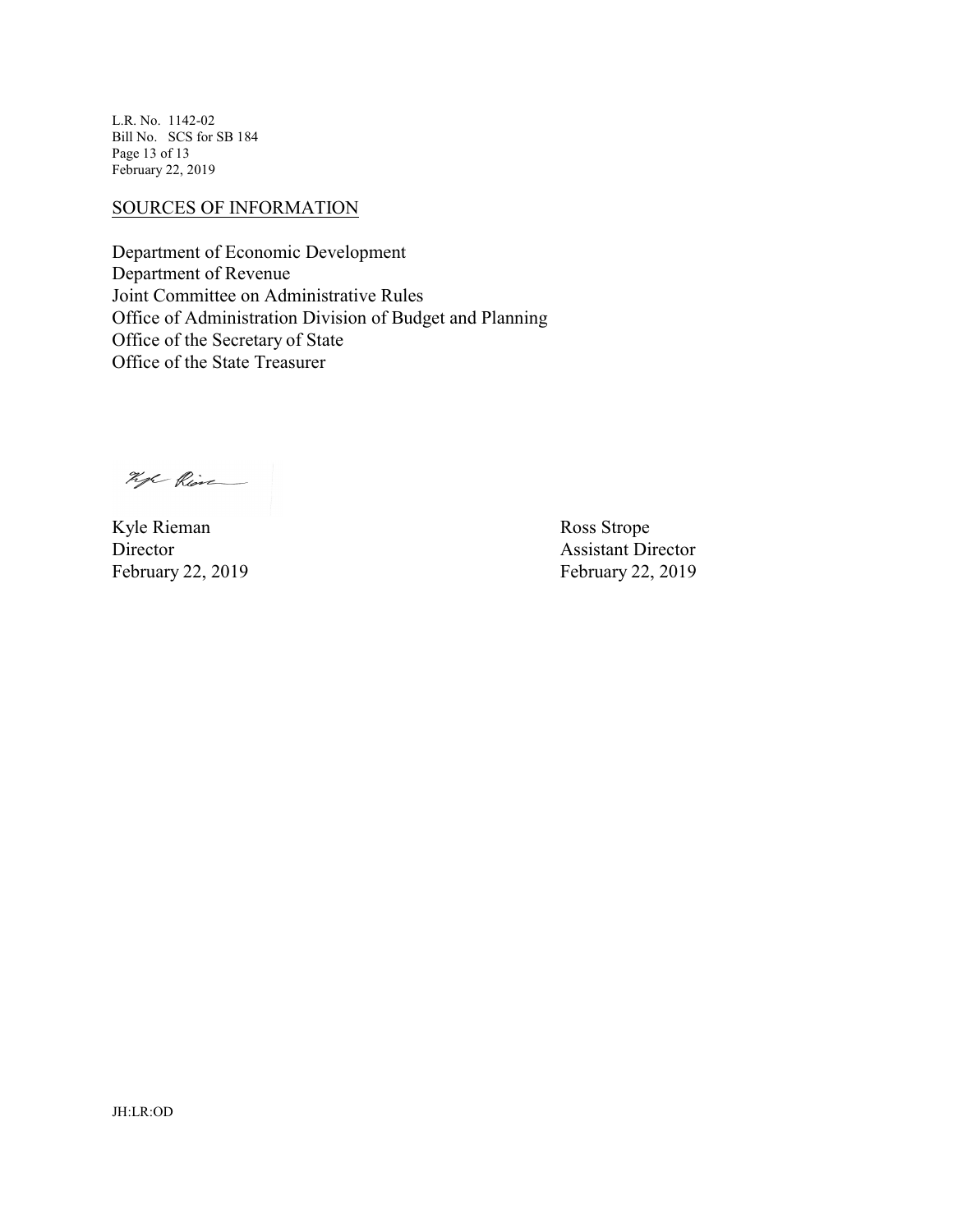## SOURCES OF INFORMATION

Department of Economic Development
Department of Revenue
Joint Committee on Administrative Rules
Office of Administration Division of Budget and Planning
Office of the Secretary of State
Office of the State Treasurer

Kyle Rieman
Director
February 22, 2019

Ross Strope
Assistant Director
February 22, 2019

JH:LR:OD